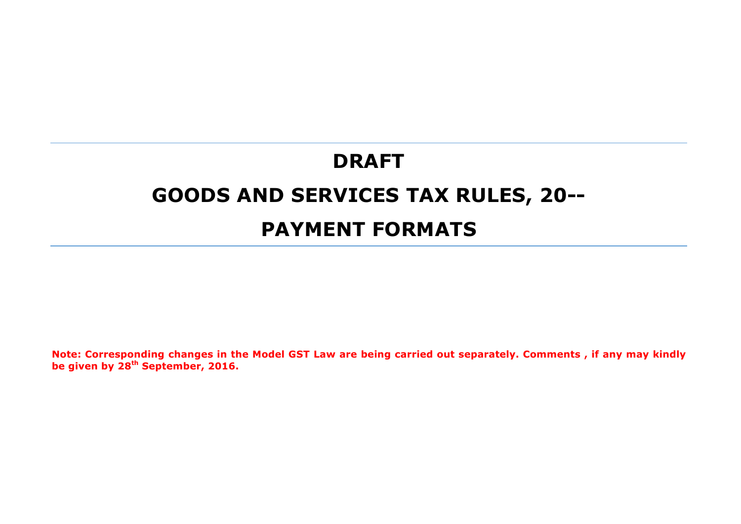# DRAFT

# GOODS AND SERVICES TAX RULES, 20--

# PAYMENT FORMATS

**Note: Corresponding changes in the Model GST Law are being carried out separately. Comments , if any may kindly be given by 28th September, 2016.**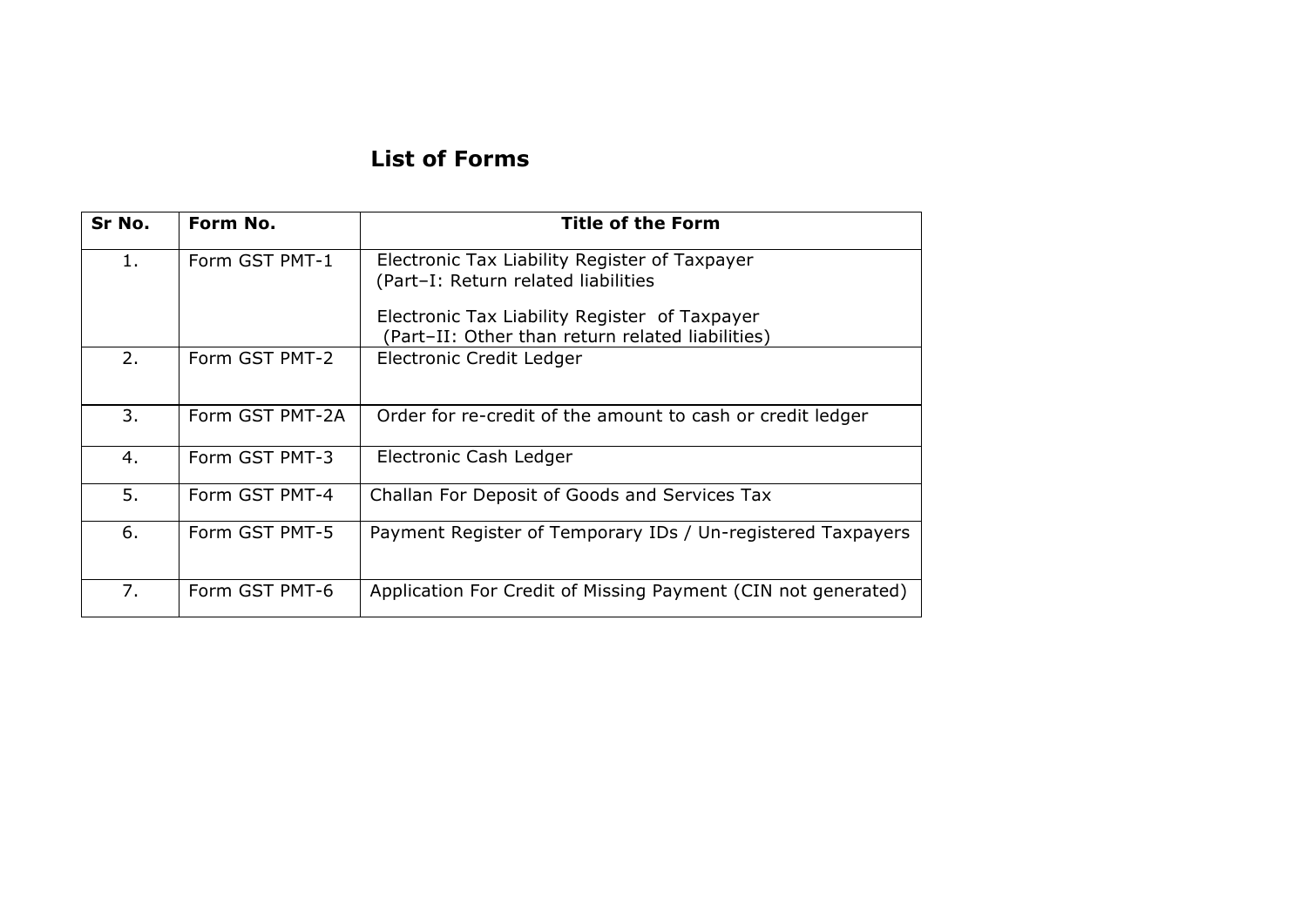# List of Forms

| Sr No. | Form No. | Title of the Form |
|---|---|---|
| 1. | Form GST PMT-1 | Electronic Tax Liability Register of Taxpayer (Part–I: Return related liabilities<br><br>Electronic Tax Liability Register of Taxpayer (Part–II: Other than return related liabilities) |
| 2. | Form GST PMT-2 | Electronic Credit Ledger |
| 3. | Form GST PMT-2A | Order for re-credit of the amount to cash or credit ledger |
| 4. | Form GST PMT-3 | Electronic Cash Ledger |
| 5. | Form GST PMT-4 | Challan For Deposit of Goods and Services Tax |
| 6. | Form GST PMT-5 | Payment Register of Temporary IDs / Un-registered Taxpayers |
| 7. | Form GST PMT-6 | Application For Credit of Missing Payment (CIN not generated) |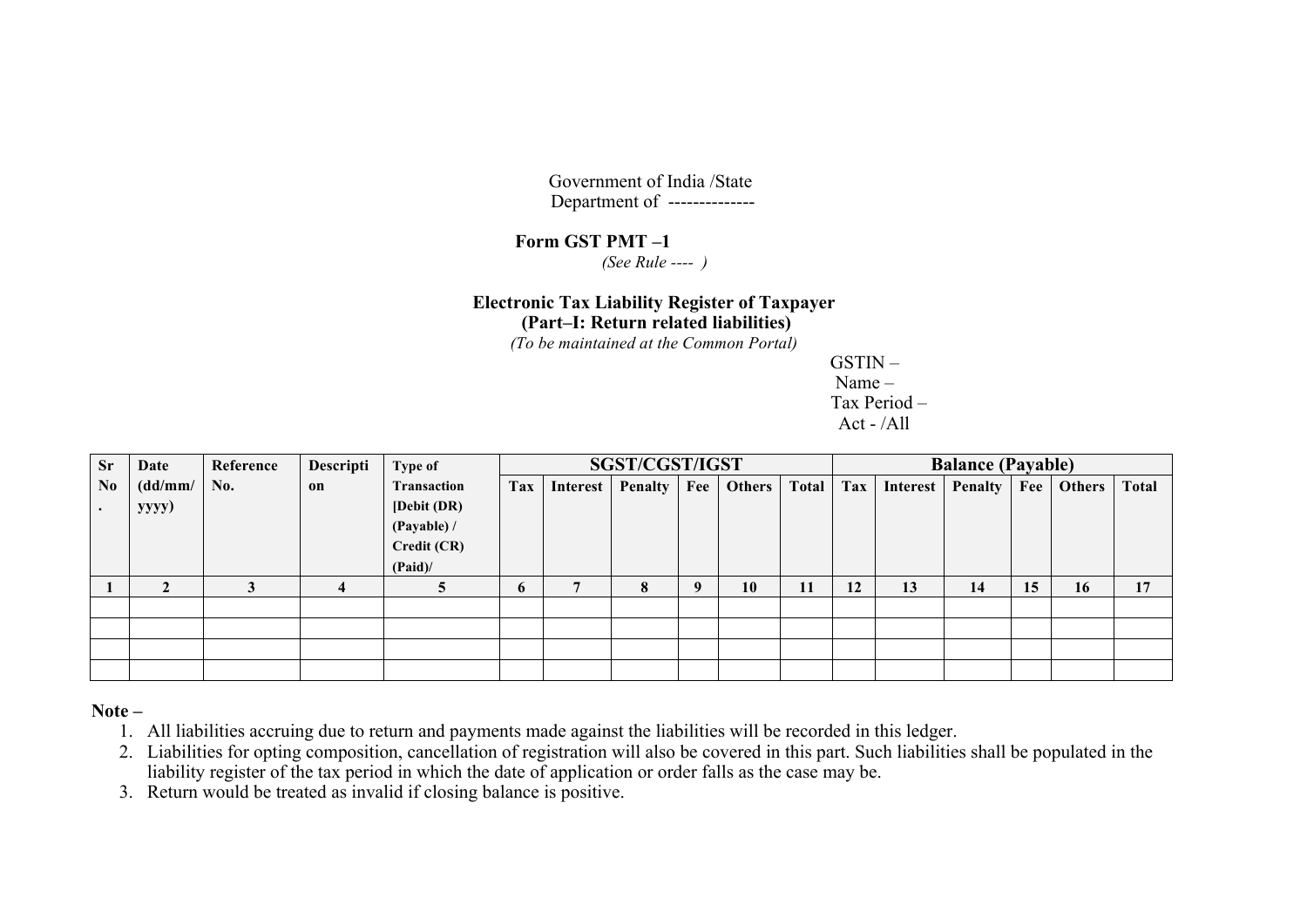Government of India /State
Department of --------------

**Form GST PMT –1**
*(See Rule ---- )*

**Electronic Tax Liability Register of Taxpayer**
**(Part–I: Return related liabilities)**
*(To be maintained at the Common Portal)*

GSTIN –
Name –
Tax Period –
Act - /All

| Sr No. | Date (dd/mm/ yyyy) | Reference No. | Description | Type of Transaction [Debit (DR) (Payable) / Credit (CR) (Paid)/ | SGST/CGST/IGST | | | | | | Balance (Payable) | | | | | |
|---|---|---|---|---|---|---|---|---|---|---|---|---|---|---|---|---|
| | | | | | Tax | Interest | Penalty | Fee | Others | Total | Tax | Interest | Penalty | Fee | Others | Total |
| 1 | 2 | 3 | 4 | 5 | 6 | 7 | 8 | 9 | 10 | 11 | 12 | 13 | 14 | 15 | 16 | 17 |
| | | | | | | | | | | | | | | | | |
| | | | | | | | | | | | | | | | | |
| | | | | | | | | | | | | | | | | |
| | | | | | | | | | | | | | | | | |

**Note –**

1. All liabilities accruing due to return and payments made against the liabilities will be recorded in this ledger.
2. Liabilities for opting composition, cancellation of registration will also be covered in this part. Such liabilities shall be populated in the liability register of the tax period in which the date of application or order falls as the case may be.
3. Return would be treated as invalid if closing balance is positive.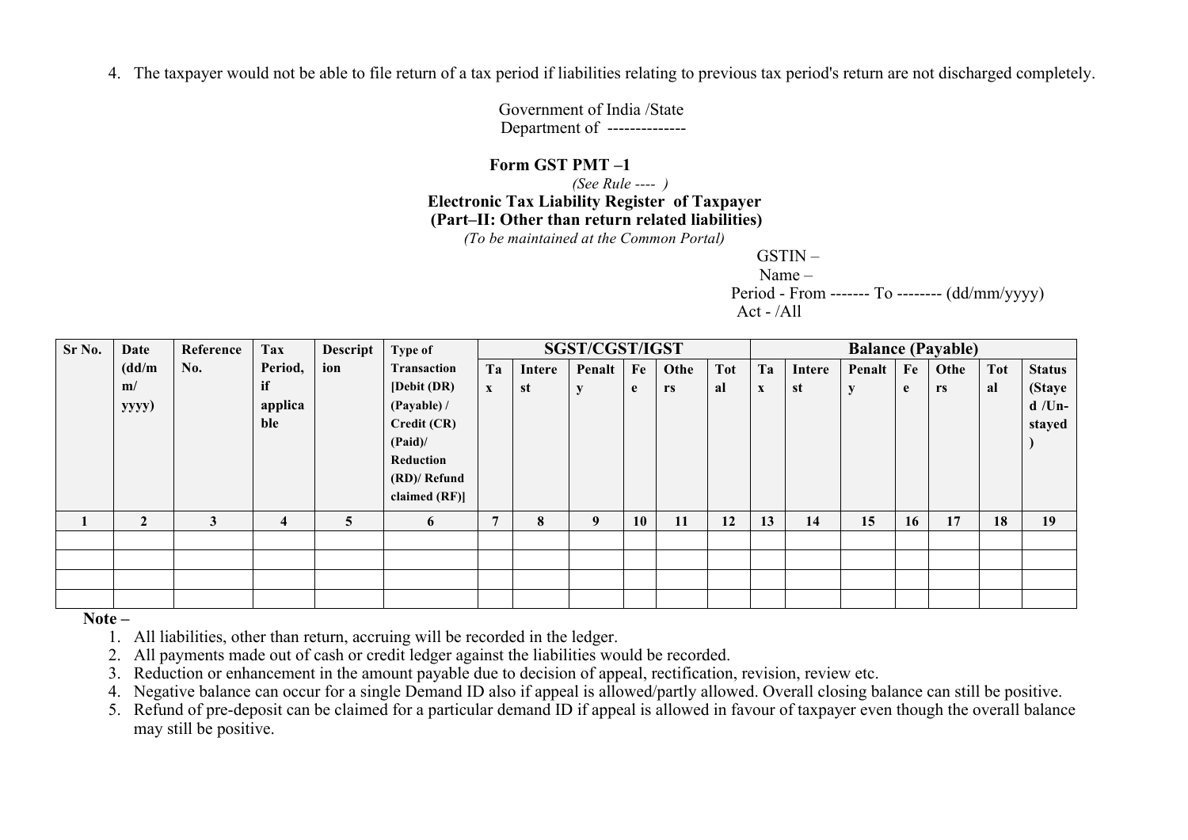4. The taxpayer would not be able to file return of a tax period if liabilities relating to previous tax period's return are not discharged completely.

Government of India /State
Department of --------------

**Form GST PMT –1**

*(See Rule ---- )*

**Electronic Tax Liability Register of Taxpayer**
**(Part–II: Other than return related liabilities)**

*(To be maintained at the Common Portal)*

GSTIN –
Name –
Period - From ------- To -------- (dd/mm/yyyy)
Act - /All

| Sr No. | Date (dd/mm/yyyy) | Reference No. | Tax Period, if applicable | Description | Type of Transaction [Debit (DR) (Payable) / Credit (CR) (Paid)/ Reduction (RD)/ Refund claimed (RF)] | SGST/CGST/IGST | | | | | | Balance (Payable) | | | | | | |
|---|---|---|---|---|---|---|---|---|---|---|---|---|---|---|---|---|---|---|
| | | | | | | Tax | Interest | Penalty | Fee | Others | Total | Tax | Interest | Penalty | Fee | Others | Total | Status (Stayed /Un-stayed) |
| 1 | 2 | 3 | 4 | 5 | 6 | 7 | 8 | 9 | 10 | 11 | 12 | 13 | 14 | 15 | 16 | 17 | 18 | 19 |
| | | | | | | | | | | | | | | | | | | |
| | | | | | | | | | | | | | | | | | | |
| | | | | | | | | | | | | | | | | | | |
| | | | | | | | | | | | | | | | | | | |

**Note –**

1. All liabilities, other than return, accruing will be recorded in the ledger.
2. All payments made out of cash or credit ledger against the liabilities would be recorded.
3. Reduction or enhancement in the amount payable due to decision of appeal, rectification, revision, review etc.
4. Negative balance can occur for a single Demand ID also if appeal is allowed/partly allowed. Overall closing balance can still be positive.
5. Refund of pre-deposit can be claimed for a particular demand ID if appeal is allowed in favour of taxpayer even though the overall balance may still be positive.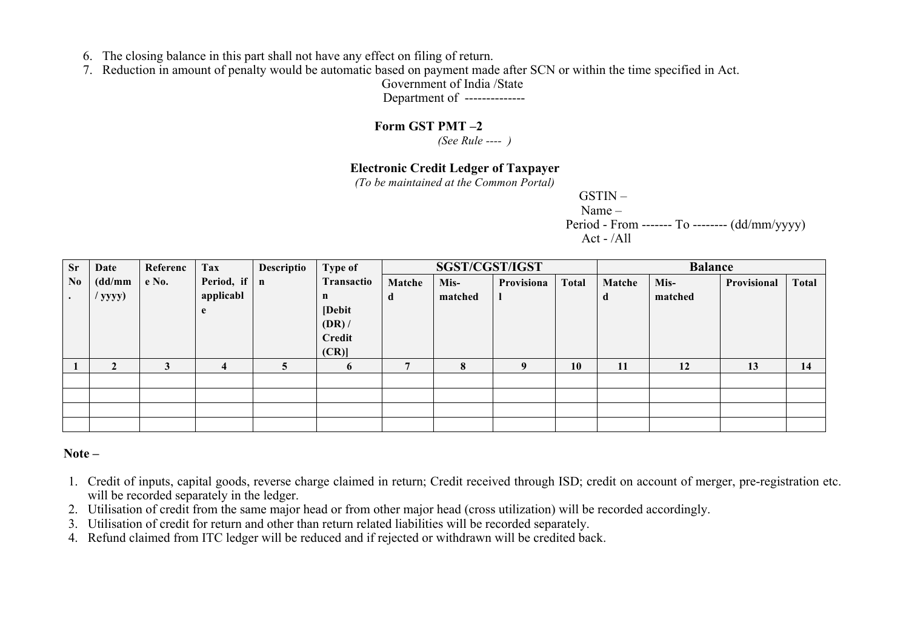6. The closing balance in this part shall not have any effect on filing of return.
7. Reduction in amount of penalty would be automatic based on payment made after SCN or within the time specified in Act.

Government of India /State

Department of --------------

**Form GST PMT –2**

*(See Rule ---- )*

**Electronic Credit Ledger of Taxpayer**

*(To be maintained at the Common Portal)*

GSTIN –

Name –

Period - From ------- To -------- (dd/mm/yyyy)

Act - /All

| Sr No. | Date (dd/mm / yyyy) | Reference No. | Tax Period, if applicable | Description | Type of Transaction [Debit (DR) / Credit (CR)] | SGST/CGST/IGST | | | | Balance | | | |
|---|---|---|---|---|---|---|---|---|---|---|---|---|---|
| | | | | | | Matched | Mis-matched | Provisional | Total | Matched | Mis-matched | Provisional | Total |
| 1 | 2 | 3 | 4 | 5 | 6 | 7 | 8 | 9 | 10 | 11 | 12 | 13 | 14 |
| | | | | | | | | | | | | | |
| | | | | | | | | | | | | | |
| | | | | | | | | | | | | | |
| | | | | | | | | | | | | | |

**Note –**

1. Credit of inputs, capital goods, reverse charge claimed in return; Credit received through ISD; credit on account of merger, pre-registration etc. will be recorded separately in the ledger.
2. Utilisation of credit from the same major head or from other major head (cross utilization) will be recorded accordingly.
3. Utilisation of credit for return and other than return related liabilities will be recorded separately.
4. Refund claimed from ITC ledger will be reduced and if rejected or withdrawn will be credited back.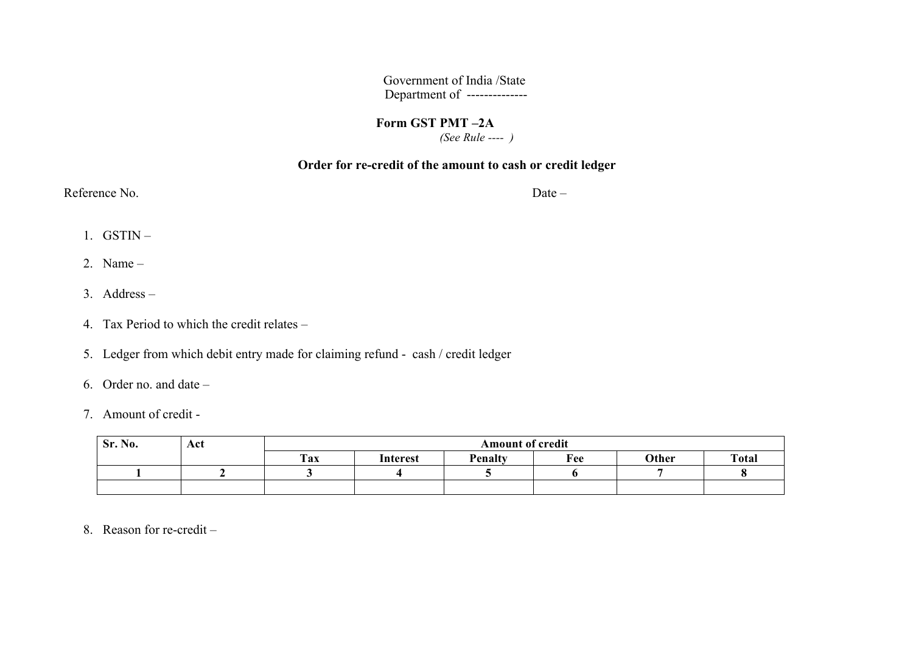Government of India /State
Department of --------------

**Form GST PMT –2A**
*(See Rule ---- )*

**Order for re-credit of the amount to cash or credit ledger**

Reference No. Date –

1. GSTIN –
2. Name –
3. Address –
4. Tax Period to which the credit relates –
5. Ledger from which debit entry made for claiming refund - cash / credit ledger
6. Order no. and date –
7. Amount of credit -

| Sr. No. | Act | Amount of credit | | | | | |
|---|---|---|---|---|---|---|---|
| | | Tax | Interest | Penalty | Fee | Other | Total |
| 1 | 2 | 3 | 4 | 5 | 6 | 7 | 8 |
| | | | | | | | |

8. Reason for re-credit –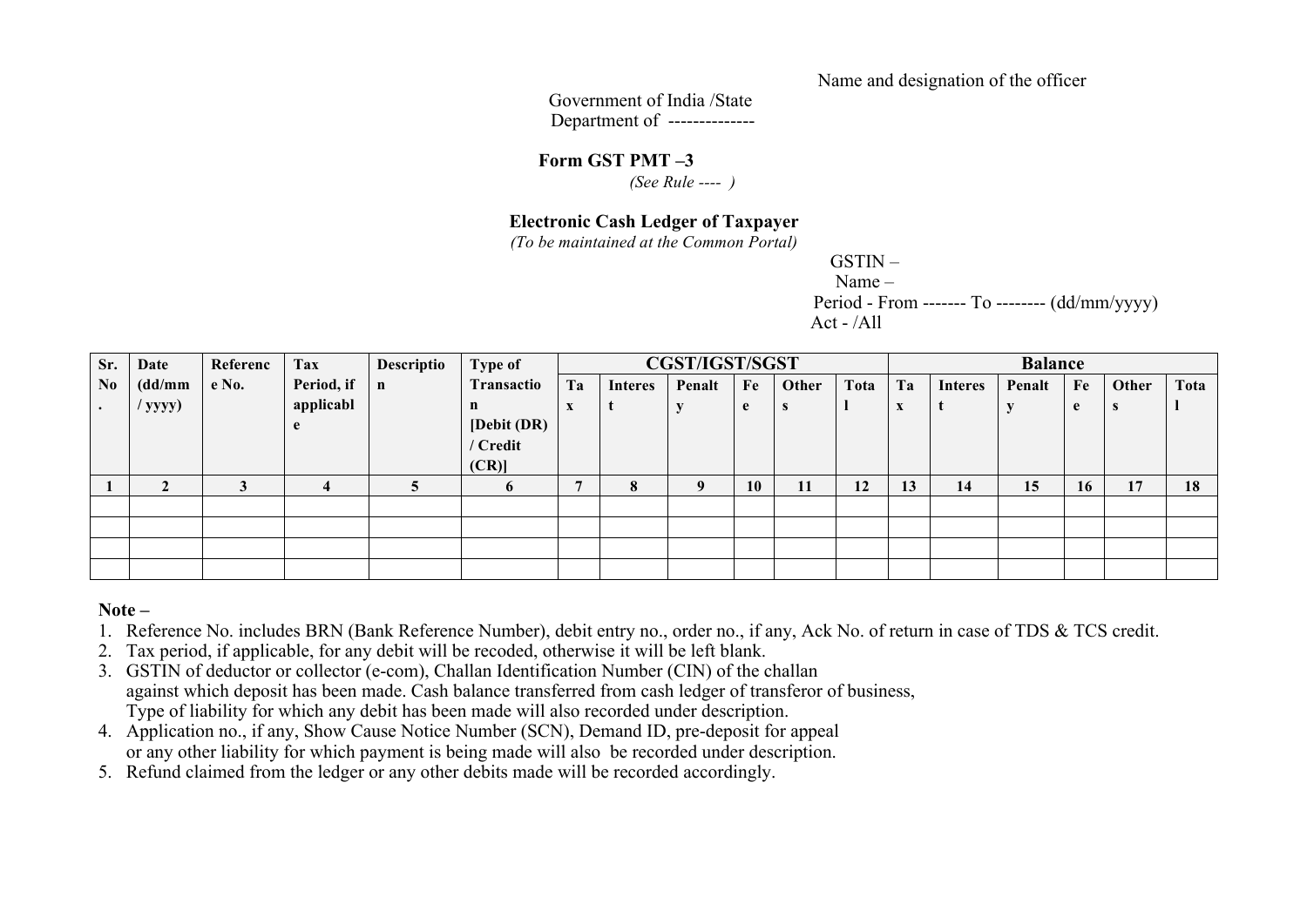Name and designation of the officer

Government of India /State
Department of -------------

**Form GST PMT –3**

*(See Rule ---- )*

**Electronic Cash Ledger of Taxpayer**

*(To be maintained at the Common Portal)*

GSTIN –
Name –
Period - From ------- To -------- (dd/mm/yyyy)
Act - /All

| Sr. No. | Date (dd/mm / yyyy) | Reference No. | Tax Period, if applicable | Description | Type of Transaction [Debit (DR) / Credit (CR)] | CGST/IGST/SGST | | | | | | Balance | | | | | |
|---|---|---|---|---|---|---|---|---|---|---|---|---|---|---|---|---|---|
| | | | | | | Tax | Interest | Penalty | Fee | Others | Total | Tax | Interest | Penalty | Fee | Others | Total |
| 1 | 2 | 3 | 4 | 5 | 6 | 7 | 8 | 9 | 10 | 11 | 12 | 13 | 14 | 15 | 16 | 17 | 18 |
| | | | | | | | | | | | | | | | | | |
| | | | | | | | | | | | | | | | | | |
| | | | | | | | | | | | | | | | | | |
| | | | | | | | | | | | | | | | | | |

**Note –**

1. Reference No. includes BRN (Bank Reference Number), debit entry no., order no., if any, Ack No. of return in case of TDS & TCS credit.
2. Tax period, if applicable, for any debit will be recoded, otherwise it will be left blank.
3. GSTIN of deductor or collector (e-com), Challan Identification Number (CIN) of the challan against which deposit has been made. Cash balance transferred from cash ledger of transferor of business, Type of liability for which any debit has been made will also recorded under description.
4. Application no., if any, Show Cause Notice Number (SCN), Demand ID, pre-deposit for appeal or any other liability for which payment is being made will also be recorded under description.
5. Refund claimed from the ledger or any other debits made will be recorded accordingly.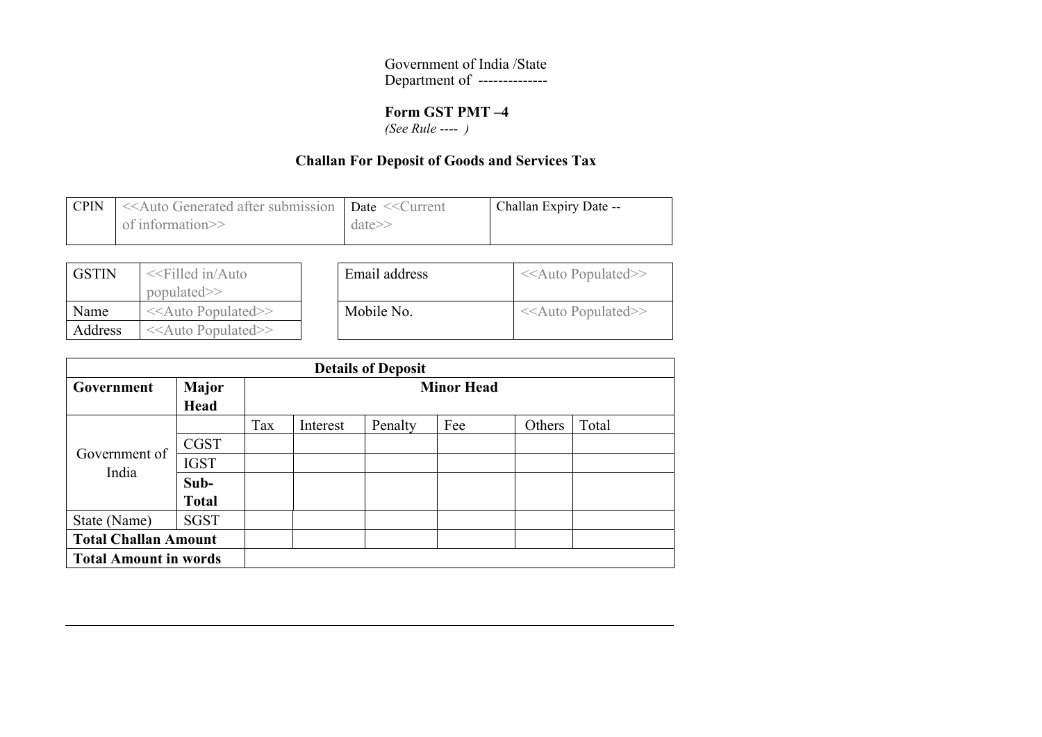Government of India /State
Department of --------------

**Form GST PMT –4**
*(See Rule ---- )*

**Challan For Deposit of Goods and Services Tax**

| CPIN | <<Auto Generated after submission of information>> | Date <<Current date>> | Challan Expiry Date -- |
|---|---|---|---|

| GSTIN | <<Filled in/Auto populated>> |
|---|---|
| Name | <<Auto Populated>> |
| Address | <<Auto Populated>> |

| Email address | <<Auto Populated>> |
|---|---|
| Mobile No. | <<Auto Populated>> |

| **Details of Deposit** | | | | | | | |
|---|---|---|---|---|---|---|---|
| **Government** | **Major Head** | **Minor Head** | | | | | |
| Government of India | | Tax | Interest | Penalty | Fee | Others | Total |
| | CGST | | | | | | |
| | IGST | | | | | | |
| | **Sub-Total** | | | | | | |
| State (Name) | SGST | | | | | | |
| **Total Challan Amount** | | | | | | | |
| **Total Amount in words** | | | | | | | |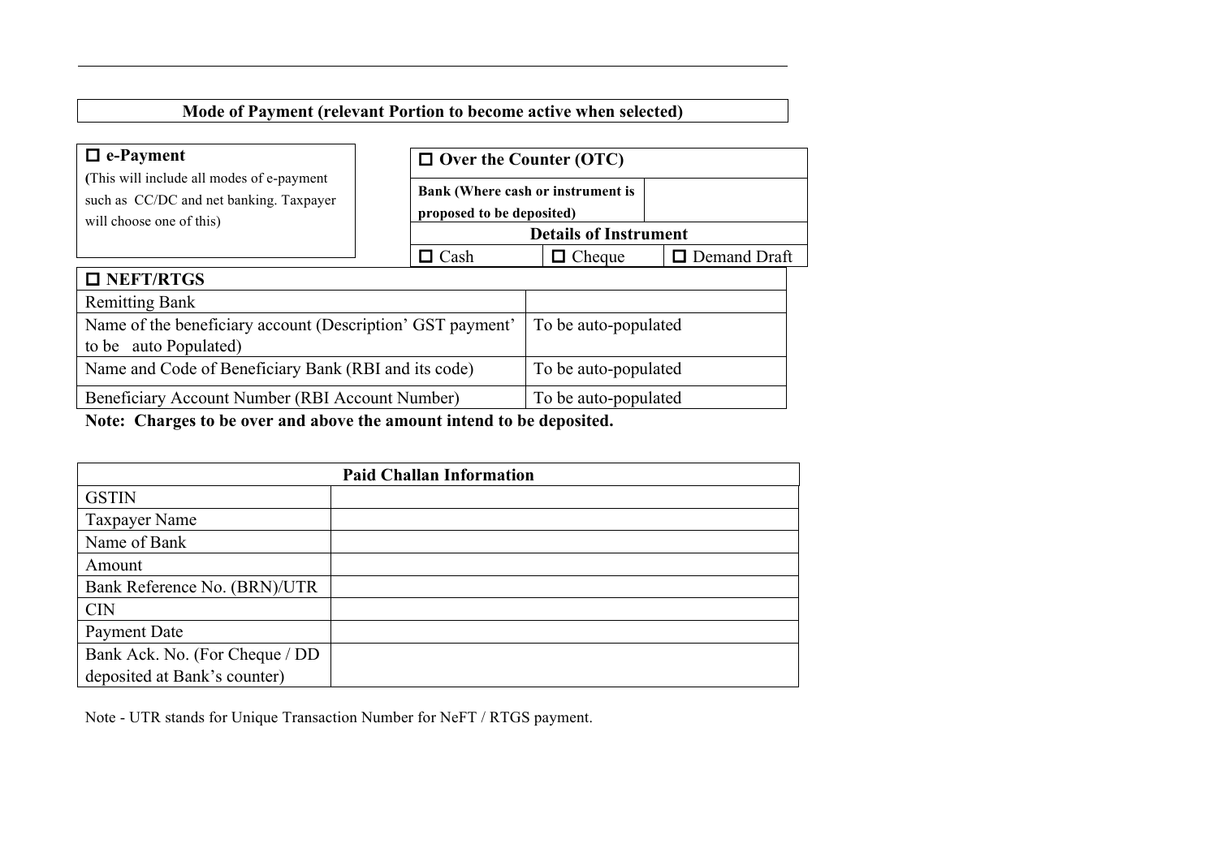**Mode of Payment (relevant Portion to become active when selected)**

☐ **e-Payment**

(This will include all modes of e-payment such as CC/DC and net banking. Taxpayer will choose one of this)

| ☐ **Over the Counter (OTC)** | | |
|---|---|---|
| **Bank (Where cash or instrument is proposed to be deposited)** | | |
| **Details of Instrument** | | |
| ☐ Cash | ☐ Cheque | ☐ Demand Draft |

| ☐ **NEFT/RTGS** | |
|---|---|
| Remitting Bank | |
| Name of the beneficiary account (Description' GST payment' to be auto Populated) | To be auto-populated |
| Name and Code of Beneficiary Bank (RBI and its code) | To be auto-populated |
| Beneficiary Account Number (RBI Account Number) | To be auto-populated |

**Note: Charges to be over and above the amount intend to be deposited.**

| **Paid Challan Information** | |
|---|---|
| GSTIN | |
| Taxpayer Name | |
| Name of Bank | |
| Amount | |
| Bank Reference No. (BRN)/UTR | |
| CIN | |
| Payment Date | |
| Bank Ack. No. (For Cheque / DD deposited at Bank's counter) | |

Note - UTR stands for Unique Transaction Number for NeFT / RTGS payment.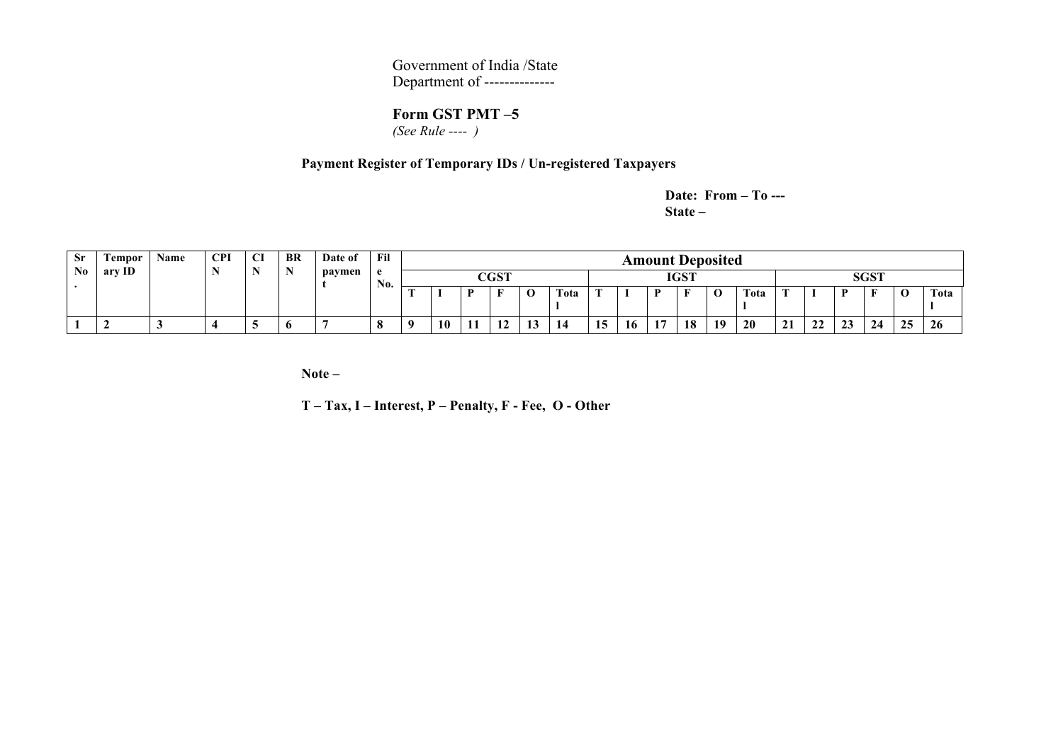Government of India /State
Department of --------------

**Form GST PMT –5**
*(See Rule ---- )*

**Payment Register of Temporary IDs / Un-registered Taxpayers**

**Date: From – To ---**
**State –**

| Sr No. | Temporary ID | Name | CPIN | CIN | BRN | Date of payment | File No. | Amount Deposited | | | | | | | | | | | | | | | | | |
|---|---|---|---|---|---|---|---|---|---|---|---|---|---|---|---|---|---|---|---|---|---|---|---|---|---|
| | | | | | | | | CGST | | | | | | IGST | | | | | | SGST | | | | | |
| | | | | | | | | T | I | P | F | O | Total | T | I | P | F | O | Total | T | I | P | F | O | Total |
| 1 | 2 | 3 | 4 | 5 | 6 | 7 | 8 | 9 | 10 | 11 | 12 | 13 | 14 | 15 | 16 | 17 | 18 | 19 | 20 | 21 | 22 | 23 | 24 | 25 | 26 |

**Note –**

**T – Tax, I – Interest, P – Penalty, F - Fee, O - Other**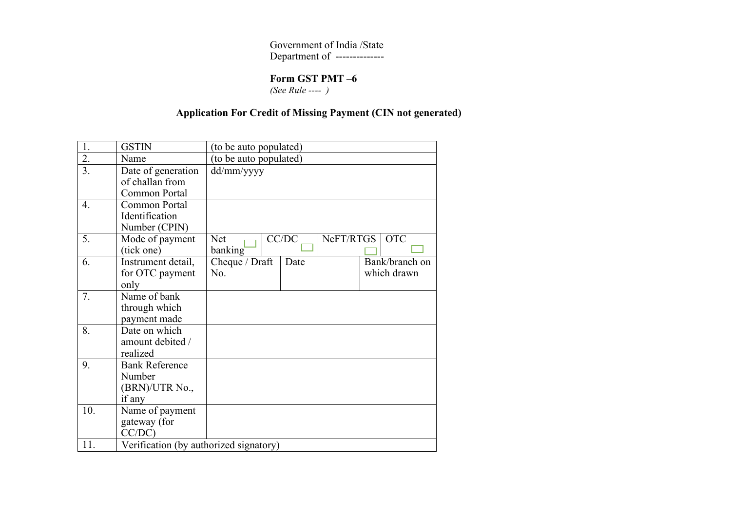Government of India /State
Department of --------------

**Form GST PMT –6**
*(See Rule ---- )*

**Application For Credit of Missing Payment (CIN not generated)**

| | | | | | | |
|---|---|---|---|---|---|---|
| 1. | GSTIN | (to be auto populated) | | | | |
| 2. | Name | (to be auto populated) | | | | |
| 3. | Date of generation of challan from Common Portal | dd/mm/yyyy | | | | |
| 4. | Common Portal Identification Number (CPIN) | | | | | |
| 5. | Mode of payment (tick one) | Net banking ☐ | CC/DC ☐ | NeFT/RTGS ☐ | OTC ☐ | |
| 6. | Instrument detail, for OTC payment only | Cheque / Draft No. | Date | | Bank/branch on which drawn | |
| 7. | Name of bank through which payment made | | | | | |
| 8. | Date on which amount debited / realized | | | | | |
| 9. | Bank Reference Number (BRN)/UTR No., if any | | | | | |
| 10. | Name of payment gateway (for CC/DC) | | | | | |
| 11. | Verification (by authorized signatory) | | | | | |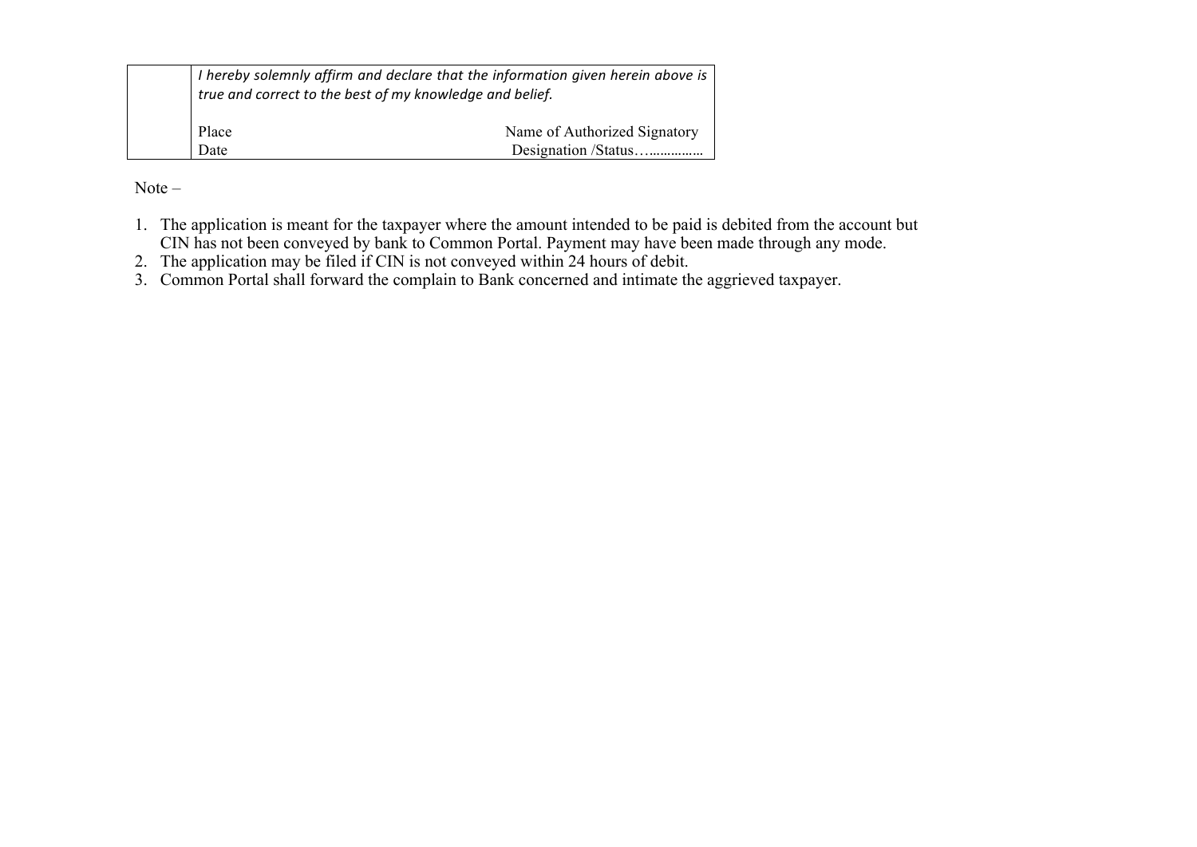| | |
|---|---|
| | *I hereby solemnly affirm and declare that the information given herein above is true and correct to the best of my knowledge and belief.*<br><br>Place Name of Authorized Signatory<br>Date Designation /Status……………. |

Note –

1. The application is meant for the taxpayer where the amount intended to be paid is debited from the account but CIN has not been conveyed by bank to Common Portal. Payment may have been made through any mode.
2. The application may be filed if CIN is not conveyed within 24 hours of debit.
3. Common Portal shall forward the complain to Bank concerned and intimate the aggrieved taxpayer.